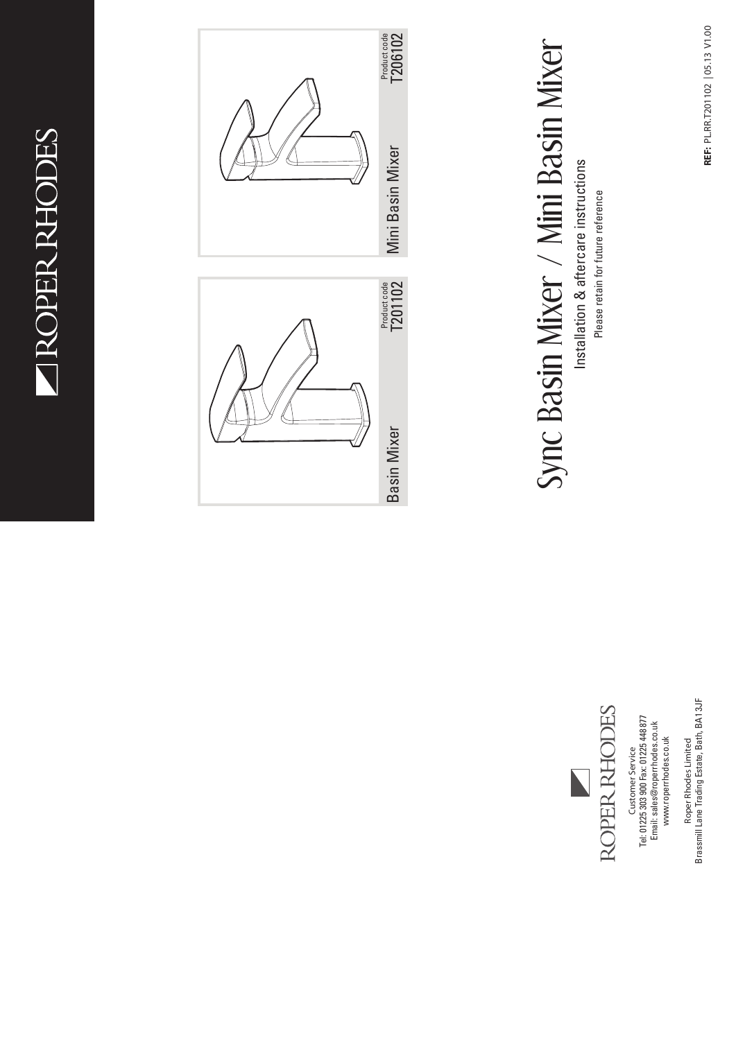ROPER RHODES

Basin Mixer

Product code
T201102

Mini Basin Mixer

Product code
T206102

# Sync Basin Mixer / Mini Basin Mixer

## Installation & aftercare instructions

Please retain for future reference

REF: PL.RR.T201102 | 05.13 V1.00

ROPER RHODES

Customer Service
Tel: 01225 303 900 Fax: 01225 448 877
Email: sales@roperrhodes.co.uk
www.roperrhodes.co.uk

Roper Rhodes Limited
Brassmill Lane Trading Estate, Bath, BA1 3JF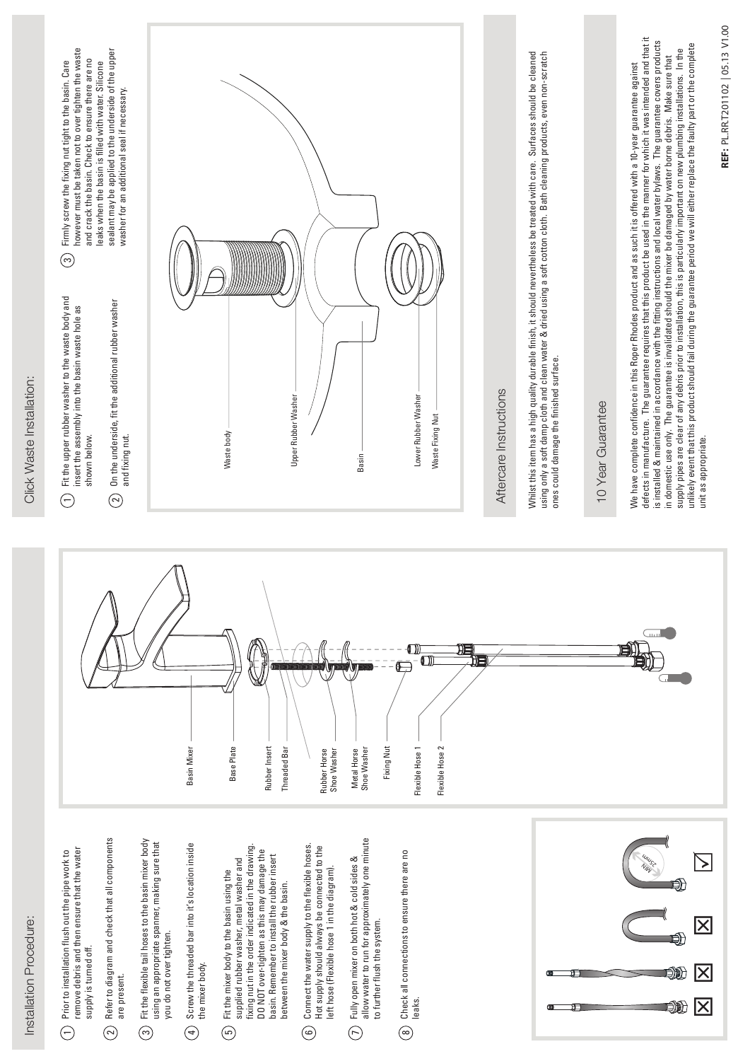## Installation Procedure:

1. Prior to installation flush out the pipe work to remove debris and then ensure that the water supply is turned off.
2. Refer to diagram and check that all components are present.
3. Fit the flexible tail hoses to the basin mixer body using an appropriate spanner, making sure that you do not over tighten.
4. Screw the threaded bar into it's location inside the mixer body.
5. Fit the mixer body to the basin using the supplied rubber washer, metal washer and fixing nut in the order indicated in the drawing. DO NOT over-tighten as this may damage the basin. Remember to install the rubber insert between the mixer body & the basin.
6. Connect the water supply to the flexible hoses. Hot supply should always be connected to the left hose (Flexible hose 1 in the diagram).
7. Fully open mixer on both hot & cold sides & allow water to run for approximately one minute to further flush the system.
8. Check all connections to ensure there are no leaks.

MIN 25mm

Basin Mixer

Base Plate

Rubber Insert

Threaded Bar

Rubber Horse Shoe Washer

Metal Horse Shoe Washer

Fixing Nut

Flexible Hose 1

Flexible Hose 2

## Click Waste Installation:

1. Fit the upper rubber washer to the waste body and insert the assembly into the basin waste hole as shown below.
2. On the underside, fit the additional rubber washer and fixing nut.
3. Firmly screw the fixing nut tight to the basin. Care however must be taken not to over tighten the waste and crack the basin. Check to ensure there are no leaks when the basin is filled with water. Silicone sealant may be applied to the underside of the upper washer for an additional seal if necessary.

Waste body

Upper Rubber Washer

Basin

Lower Rubber Washer

Waste Fixing Nut

## Aftercare Instructions

Whilst this item has a high quality durable finish, it should nevertheless be treated with care. Surfaces should be cleaned using only a soft damp cloth and clean water & dried using a soft cotton cloth. Bath cleaning products, even non-scratch ones could damage the finished surface.

## 10 Year Guarantee

We have complete confidence in this Roper Rhodes product and as such it is offered with a 10-year guarantee against defects in manufacture. The guarantee requires that this product be used in the manner for which it was intended and that it is installed & maintained in accordance with the fitting instructions and local water bylaws. The guarantee covers products in domestic use only. The guarantee is invalidated should the mixer be damaged by water borne debris. Make sure that supply pipes are clear of any debris prior to installation, this is particularly important on new plumbing installations. In the unlikely event that this product should fail during the guarantee period we will either replace the faulty part or the complete unit as appropriate.

**REF:** PL.RRT201102 | 05.13 V1.00